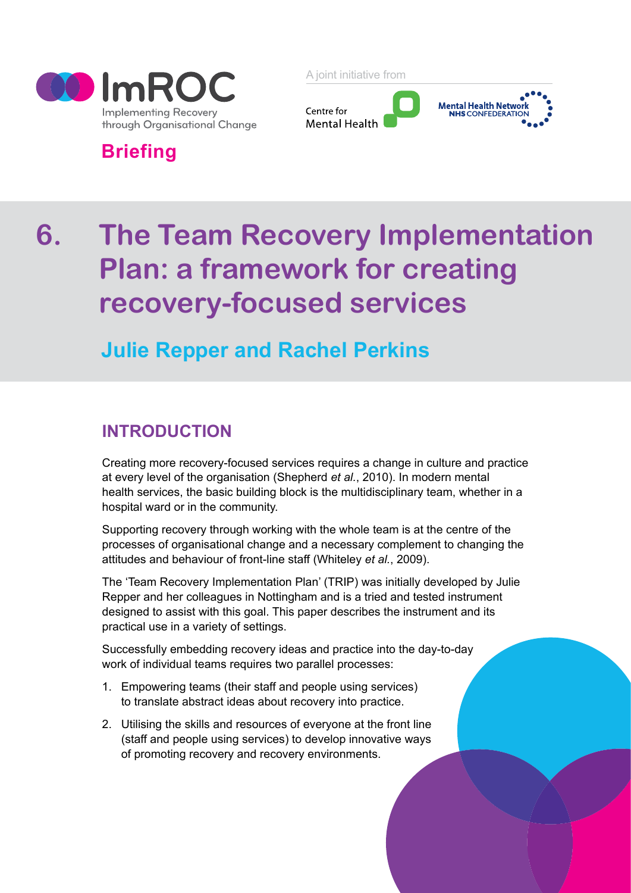ImROC

Implementing Recovery through Organisational Change

A joint initiative from

Centre for Mental Health

Mental Health Network NHS CONFEDERATION

**Briefing**

# 6. The Team Recovery Implementation Plan: a framework for creating recovery-focused services

## Julie Repper and Rachel Perkins

## INTRODUCTION

Creating more recovery-focused services requires a change in culture and practice at every level of the organisation (Shepherd *et al.*, 2010). In modern mental health services, the basic building block is the multidisciplinary team, whether in a hospital ward or in the community.

Supporting recovery through working with the whole team is at the centre of the processes of organisational change and a necessary complement to changing the attitudes and behaviour of front-line staff (Whiteley *et al.*, 2009).

The 'Team Recovery Implementation Plan' (TRIP) was initially developed by Julie Repper and her colleagues in Nottingham and is a tried and tested instrument designed to assist with this goal. This paper describes the instrument and its practical use in a variety of settings.

Successfully embedding recovery ideas and practice into the day-to-day work of individual teams requires two parallel processes:

1. Empowering teams (their staff and people using services) to translate abstract ideas about recovery into practice.
2. Utilising the skills and resources of everyone at the front line (staff and people using services) to develop innovative ways of promoting recovery and recovery environments.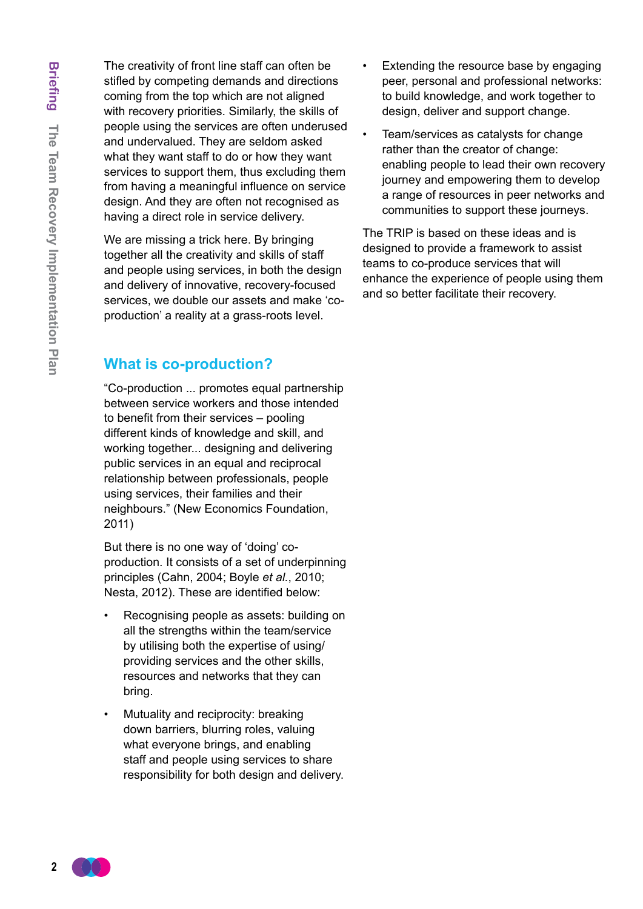The creativity of front line staff can often be stifled by competing demands and directions coming from the top which are not aligned with recovery priorities. Similarly, the skills of people using the services are often underused and undervalued. They are seldom asked what they want staff to do or how they want services to support them, thus excluding them from having a meaningful influence on service design. And they are often not recognised as having a direct role in service delivery.

We are missing a trick here. By bringing together all the creativity and skills of staff and people using services, in both the design and delivery of innovative, recovery-focused services, we double our assets and make 'co-production' a reality at a grass-roots level.

## What is co-production?

"Co-production ... promotes equal partnership between service workers and those intended to benefit from their services – pooling different kinds of knowledge and skill, and working together... designing and delivering public services in an equal and reciprocal relationship between professionals, people using services, their families and their neighbours." (New Economics Foundation, 2011)

But there is no one way of 'doing' co-production. It consists of a set of underpinning principles (Cahn, 2004; Boyle *et al.*, 2010; Nesta, 2012). These are identified below:

- Recognising people as assets: building on all the strengths within the team/service by utilising both the expertise of using/providing services and the other skills, resources and networks that they can bring.
- Mutuality and reciprocity: breaking down barriers, blurring roles, valuing what everyone brings, and enabling staff and people using services to share responsibility for both design and delivery.
- Extending the resource base by engaging peer, personal and professional networks: to build knowledge, and work together to design, deliver and support change.
- Team/services as catalysts for change rather than the creator of change: enabling people to lead their own recovery journey and empowering them to develop a range of resources in peer networks and communities to support these journeys.

The TRIP is based on these ideas and is designed to provide a framework to assist teams to co-produce services that will enhance the experience of people using them and so better facilitate their recovery.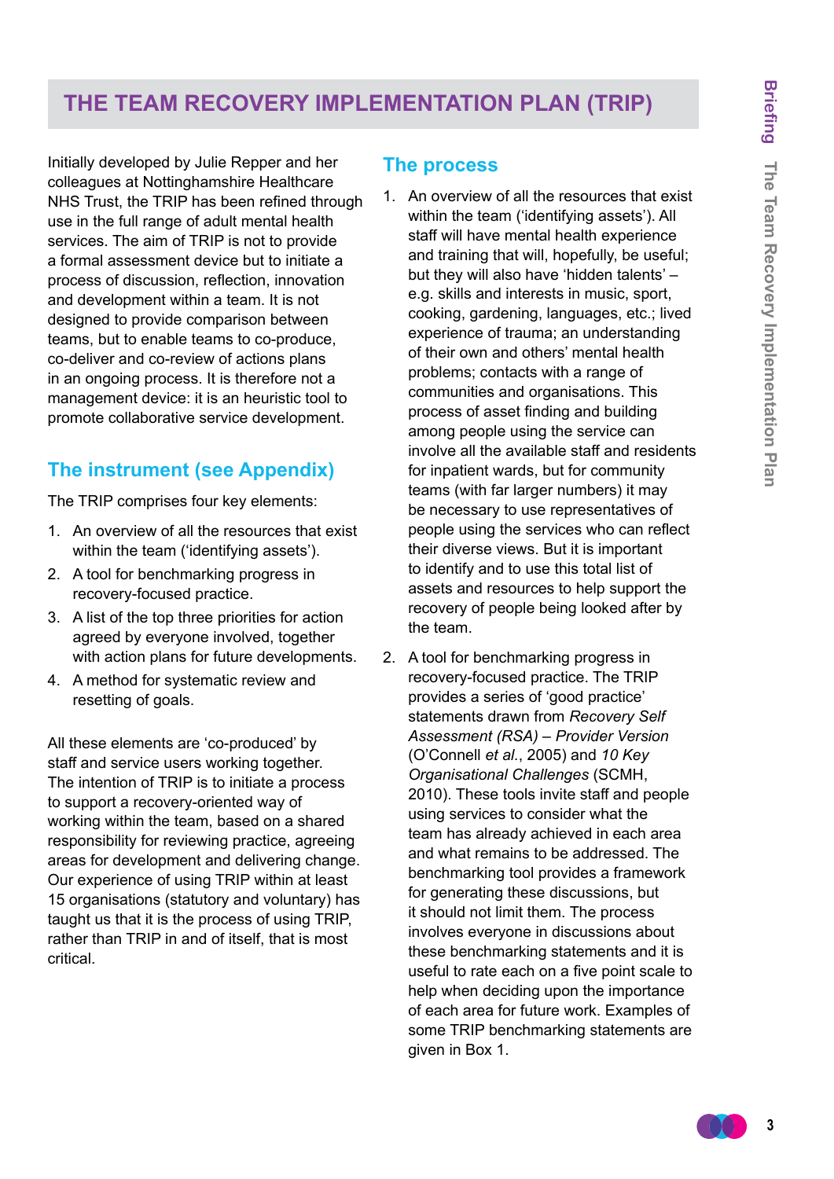# THE TEAM RECOVERY IMPLEMENTATION PLAN (TRIP)

Initially developed by Julie Repper and her colleagues at Nottinghamshire Healthcare NHS Trust, the TRIP has been refined through use in the full range of adult mental health services. The aim of TRIP is not to provide a formal assessment device but to initiate a process of discussion, reflection, innovation and development within a team. It is not designed to provide comparison between teams, but to enable teams to co-produce, co-deliver and co-review of actions plans in an ongoing process. It is therefore not a management device: it is an heuristic tool to promote collaborative service development.

## The instrument (see Appendix)

The TRIP comprises four key elements:

1. An overview of all the resources that exist within the team ('identifying assets').
2. A tool for benchmarking progress in recovery-focused practice.
3. A list of the top three priorities for action agreed by everyone involved, together with action plans for future developments.
4. A method for systematic review and resetting of goals.

All these elements are 'co-produced' by staff and service users working together. The intention of TRIP is to initiate a process to support a recovery-oriented way of working within the team, based on a shared responsibility for reviewing practice, agreeing areas for development and delivering change. Our experience of using TRIP within at least 15 organisations (statutory and voluntary) has taught us that it is the process of using TRIP, rather than TRIP in and of itself, that is most critical.

## The process

1. An overview of all the resources that exist within the team ('identifying assets'). All staff will have mental health experience and training that will, hopefully, be useful; but they will also have 'hidden talents' – e.g. skills and interests in music, sport, cooking, gardening, languages, etc.; lived experience of trauma; an understanding of their own and others' mental health problems; contacts with a range of communities and organisations. This process of asset finding and building among people using the service can involve all the available staff and residents for inpatient wards, but for community teams (with far larger numbers) it may be necessary to use representatives of people using the services who can reflect their diverse views. But it is important to identify and to use this total list of assets and resources to help support the recovery of people being looked after by the team.

2. A tool for benchmarking progress in recovery-focused practice. The TRIP provides a series of 'good practice' statements drawn from *Recovery Self Assessment (RSA) – Provider Version* (O'Connell *et al.*, 2005) and *10 Key Organisational Challenges* (SCMH, 2010). These tools invite staff and people using services to consider what the team has already achieved in each area and what remains to be addressed. The benchmarking tool provides a framework for generating these discussions, but it should not limit them. The process involves everyone in discussions about these benchmarking statements and it is useful to rate each on a five point scale to help when deciding upon the importance of each area for future work. Examples of some TRIP benchmarking statements are given in Box 1.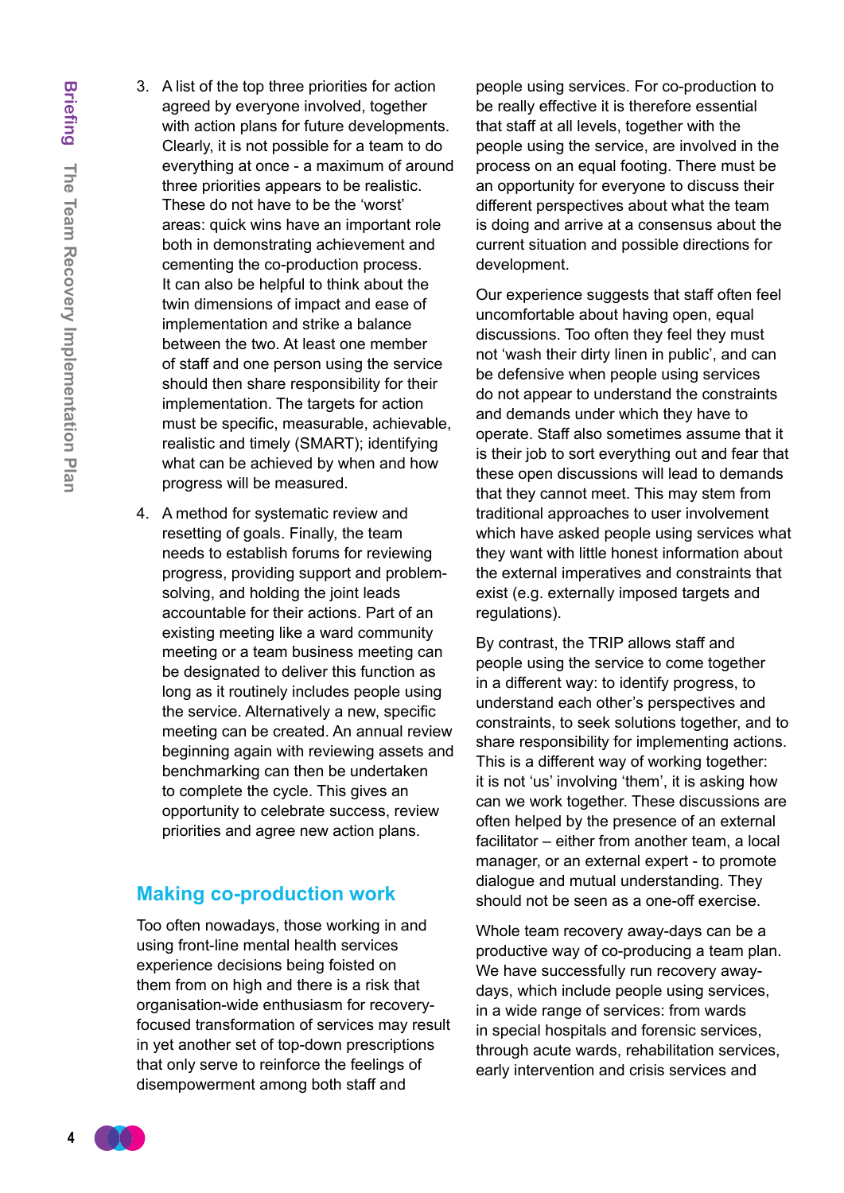3. A list of the top three priorities for action agreed by everyone involved, together with action plans for future developments. Clearly, it is not possible for a team to do everything at once - a maximum of around three priorities appears to be realistic. These do not have to be the 'worst' areas: quick wins have an important role both in demonstrating achievement and cementing the co-production process. It can also be helpful to think about the twin dimensions of impact and ease of implementation and strike a balance between the two. At least one member of staff and one person using the service should then share responsibility for their implementation. The targets for action must be specific, measurable, achievable, realistic and timely (SMART); identifying what can be achieved by when and how progress will be measured.

4. A method for systematic review and resetting of goals. Finally, the team needs to establish forums for reviewing progress, providing support and problem-solving, and holding the joint leads accountable for their actions. Part of an existing meeting like a ward community meeting or a team business meeting can be designated to deliver this function as long as it routinely includes people using the service. Alternatively a new, specific meeting can be created. An annual review beginning again with reviewing assets and benchmarking can then be undertaken to complete the cycle. This gives an opportunity to celebrate success, review priorities and agree new action plans.

## Making co-production work

Too often nowadays, those working in and using front-line mental health services experience decisions being foisted on them from on high and there is a risk that organisation-wide enthusiasm for recovery-focused transformation of services may result in yet another set of top-down prescriptions that only serve to reinforce the feelings of disempowerment among both staff and people using services. For co-production to be really effective it is therefore essential that staff at all levels, together with the people using the service, are involved in the process on an equal footing. There must be an opportunity for everyone to discuss their different perspectives about what the team is doing and arrive at a consensus about the current situation and possible directions for development.

Our experience suggests that staff often feel uncomfortable about having open, equal discussions. Too often they feel they must not 'wash their dirty linen in public', and can be defensive when people using services do not appear to understand the constraints and demands under which they have to operate. Staff also sometimes assume that it is their job to sort everything out and fear that these open discussions will lead to demands that they cannot meet. This may stem from traditional approaches to user involvement which have asked people using services what they want with little honest information about the external imperatives and constraints that exist (e.g. externally imposed targets and regulations).

By contrast, the TRIP allows staff and people using the service to come together in a different way: to identify progress, to understand each other's perspectives and constraints, to seek solutions together, and to share responsibility for implementing actions. This is a different way of working together: it is not 'us' involving 'them', it is asking how can we work together. These discussions are often helped by the presence of an external facilitator – either from another team, a local manager, or an external expert - to promote dialogue and mutual understanding. They should not be seen as a one-off exercise.

Whole team recovery away-days can be a productive way of co-producing a team plan. We have successfully run recovery away-days, which include people using services, in a wide range of services: from wards in special hospitals and forensic services, through acute wards, rehabilitation services, early intervention and crisis services and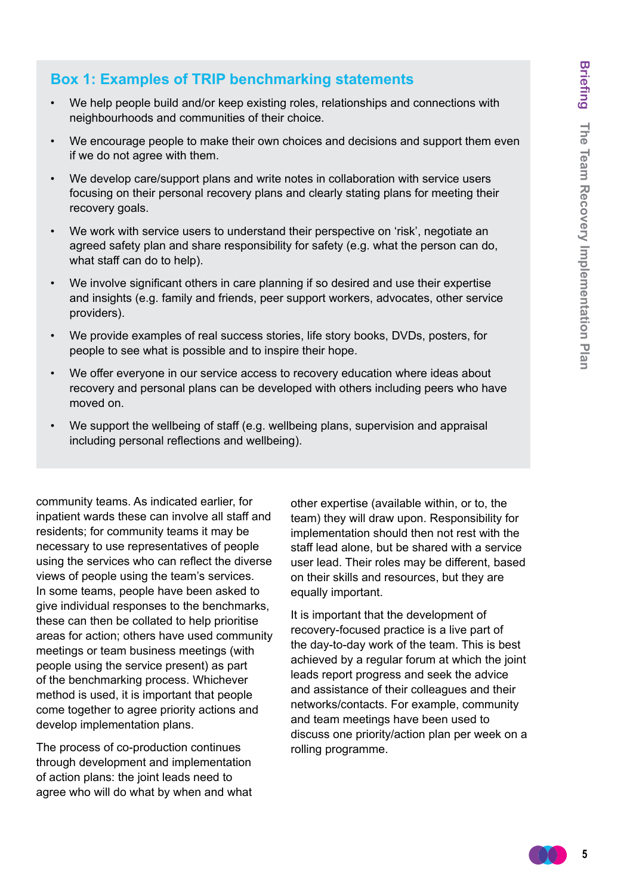### Box 1: Examples of TRIP benchmarking statements

- We help people build and/or keep existing roles, relationships and connections with neighbourhoods and communities of their choice.
- We encourage people to make their own choices and decisions and support them even if we do not agree with them.
- We develop care/support plans and write notes in collaboration with service users focusing on their personal recovery plans and clearly stating plans for meeting their recovery goals.
- We work with service users to understand their perspective on 'risk', negotiate an agreed safety plan and share responsibility for safety (e.g. what the person can do, what staff can do to help).
- We involve significant others in care planning if so desired and use their expertise and insights (e.g. family and friends, peer support workers, advocates, other service providers).
- We provide examples of real success stories, life story books, DVDs, posters, for people to see what is possible and to inspire their hope.
- We offer everyone in our service access to recovery education where ideas about recovery and personal plans can be developed with others including peers who have moved on.
- We support the wellbeing of staff (e.g. wellbeing plans, supervision and appraisal including personal reflections and wellbeing).

community teams. As indicated earlier, for inpatient wards these can involve all staff and residents; for community teams it may be necessary to use representatives of people using the services who can reflect the diverse views of people using the team's services. In some teams, people have been asked to give individual responses to the benchmarks, these can then be collated to help prioritise areas for action; others have used community meetings or team business meetings (with people using the service present) as part of the benchmarking process. Whichever method is used, it is important that people come together to agree priority actions and develop implementation plans.

The process of co-production continues through development and implementation of action plans: the joint leads need to agree who will do what by when and what other expertise (available within, or to, the team) they will draw upon. Responsibility for implementation should then not rest with the staff lead alone, but be shared with a service user lead. Their roles may be different, based on their skills and resources, but they are equally important.

It is important that the development of recovery-focused practice is a live part of the day-to-day work of the team. This is best achieved by a regular forum at which the joint leads report progress and seek the advice and assistance of their colleagues and their networks/contacts. For example, community and team meetings have been used to discuss one priority/action plan per week on a rolling programme.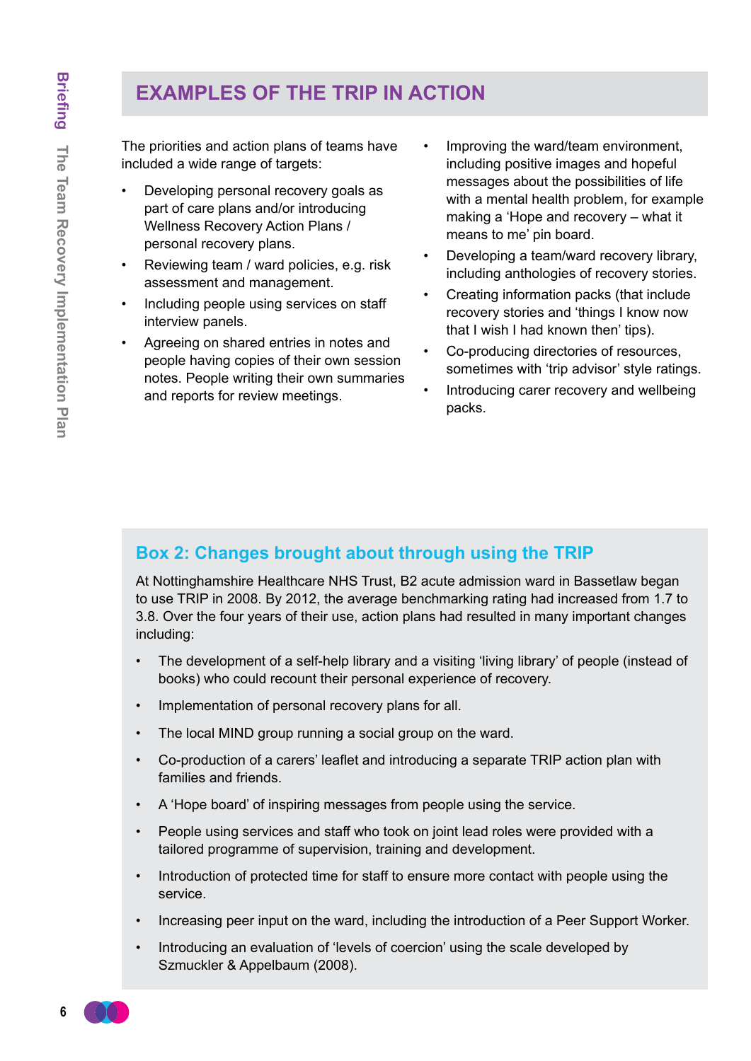## EXAMPLES OF THE TRIP IN ACTION

The priorities and action plans of teams have included a wide range of targets:

- Developing personal recovery goals as part of care plans and/or introducing Wellness Recovery Action Plans / personal recovery plans.
- Reviewing team / ward policies, e.g. risk assessment and management.
- Including people using services on staff interview panels.
- Agreeing on shared entries in notes and people having copies of their own session notes. People writing their own summaries and reports for review meetings.
- Improving the ward/team environment, including positive images and hopeful messages about the possibilities of life with a mental health problem, for example making a 'Hope and recovery – what it means to me' pin board.
- Developing a team/ward recovery library, including anthologies of recovery stories.
- Creating information packs (that include recovery stories and 'things I know now that I wish I had known then' tips).
- Co-producing directories of resources, sometimes with 'trip advisor' style ratings.
- Introducing carer recovery and wellbeing packs.

### Box 2: Changes brought about through using the TRIP

At Nottinghamshire Healthcare NHS Trust, B2 acute admission ward in Bassetlaw began to use TRIP in 2008. By 2012, the average benchmarking rating had increased from 1.7 to 3.8. Over the four years of their use, action plans had resulted in many important changes including:

- The development of a self-help library and a visiting 'living library' of people (instead of books) who could recount their personal experience of recovery.
- Implementation of personal recovery plans for all.
- The local MIND group running a social group on the ward.
- Co-production of a carers' leaflet and introducing a separate TRIP action plan with families and friends.
- A 'Hope board' of inspiring messages from people using the service.
- People using services and staff who took on joint lead roles were provided with a tailored programme of supervision, training and development.
- Introduction of protected time for staff to ensure more contact with people using the service.
- Increasing peer input on the ward, including the introduction of a Peer Support Worker.
- Introducing an evaluation of 'levels of coercion' using the scale developed by Szmuckler & Appelbaum (2008).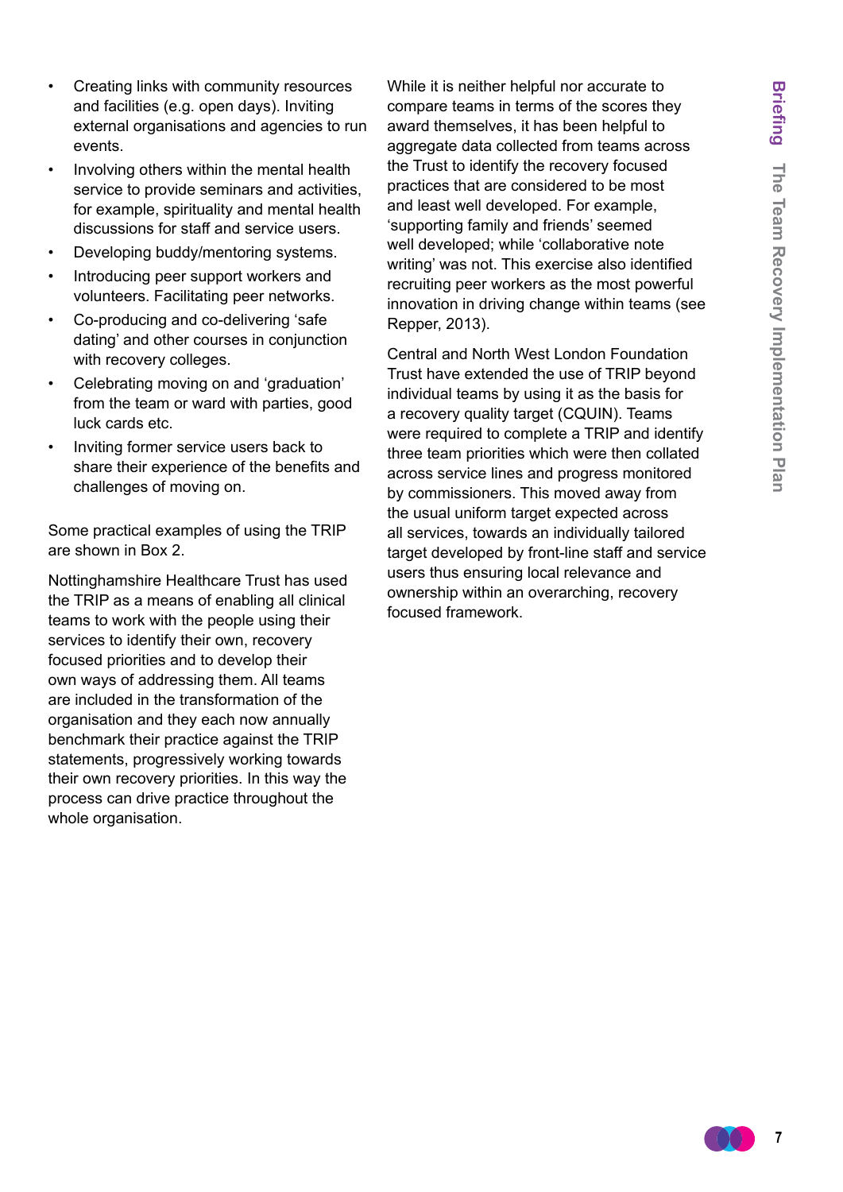- Creating links with community resources and facilities (e.g. open days). Inviting external organisations and agencies to run events.
- Involving others within the mental health service to provide seminars and activities, for example, spirituality and mental health discussions for staff and service users.
- Developing buddy/mentoring systems.
- Introducing peer support workers and volunteers. Facilitating peer networks.
- Co-producing and co-delivering 'safe dating' and other courses in conjunction with recovery colleges.
- Celebrating moving on and 'graduation' from the team or ward with parties, good luck cards etc.
- Inviting former service users back to share their experience of the benefits and challenges of moving on.

Some practical examples of using the TRIP are shown in Box 2.

Nottinghamshire Healthcare Trust has used the TRIP as a means of enabling all clinical teams to work with the people using their services to identify their own, recovery focused priorities and to develop their own ways of addressing them. All teams are included in the transformation of the organisation and they each now annually benchmark their practice against the TRIP statements, progressively working towards their own recovery priorities. In this way the process can drive practice throughout the whole organisation.

While it is neither helpful nor accurate to compare teams in terms of the scores they award themselves, it has been helpful to aggregate data collected from teams across the Trust to identify the recovery focused practices that are considered to be most and least well developed. For example, 'supporting family and friends' seemed well developed; while 'collaborative note writing' was not. This exercise also identified recruiting peer workers as the most powerful innovation in driving change within teams (see Repper, 2013).

Central and North West London Foundation Trust have extended the use of TRIP beyond individual teams by using it as the basis for a recovery quality target (CQUIN). Teams were required to complete a TRIP and identify three team priorities which were then collated across service lines and progress monitored by commissioners. This moved away from the usual uniform target expected across all services, towards an individually tailored target developed by front-line staff and service users thus ensuring local relevance and ownership within an overarching, recovery focused framework.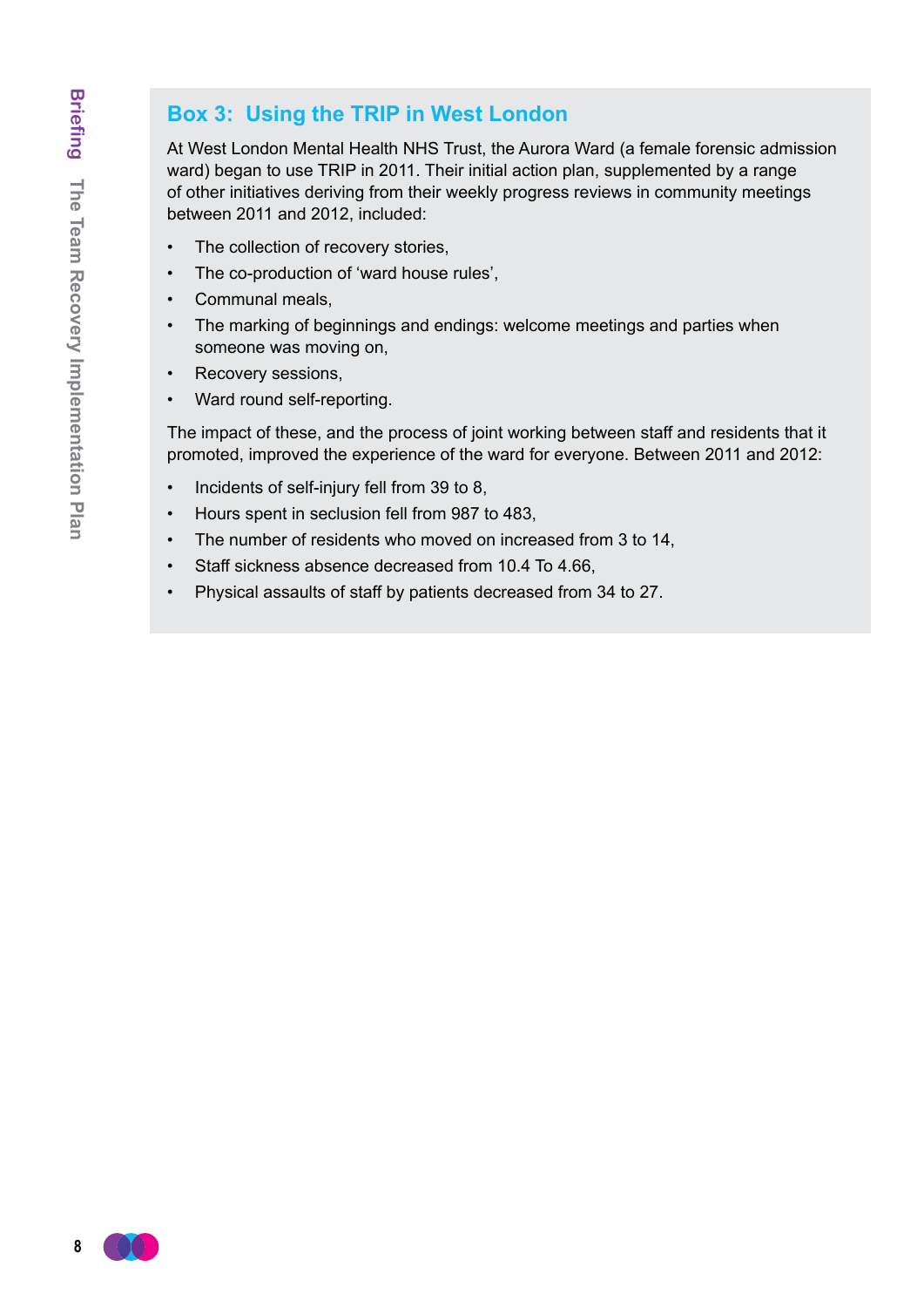## Box 3: Using the TRIP in West London

At West London Mental Health NHS Trust, the Aurora Ward (a female forensic admission ward) began to use TRIP in 2011. Their initial action plan, supplemented by a range of other initiatives deriving from their weekly progress reviews in community meetings between 2011 and 2012, included:

- The collection of recovery stories,
- The co-production of 'ward house rules',
- Communal meals,
- The marking of beginnings and endings: welcome meetings and parties when someone was moving on,
- Recovery sessions,
- Ward round self-reporting.

The impact of these, and the process of joint working between staff and residents that it promoted, improved the experience of the ward for everyone. Between 2011 and 2012:

- Incidents of self-injury fell from 39 to 8,
- Hours spent in seclusion fell from 987 to 483,
- The number of residents who moved on increased from 3 to 14,
- Staff sickness absence decreased from 10.4 To 4.66,
- Physical assaults of staff by patients decreased from 34 to 27.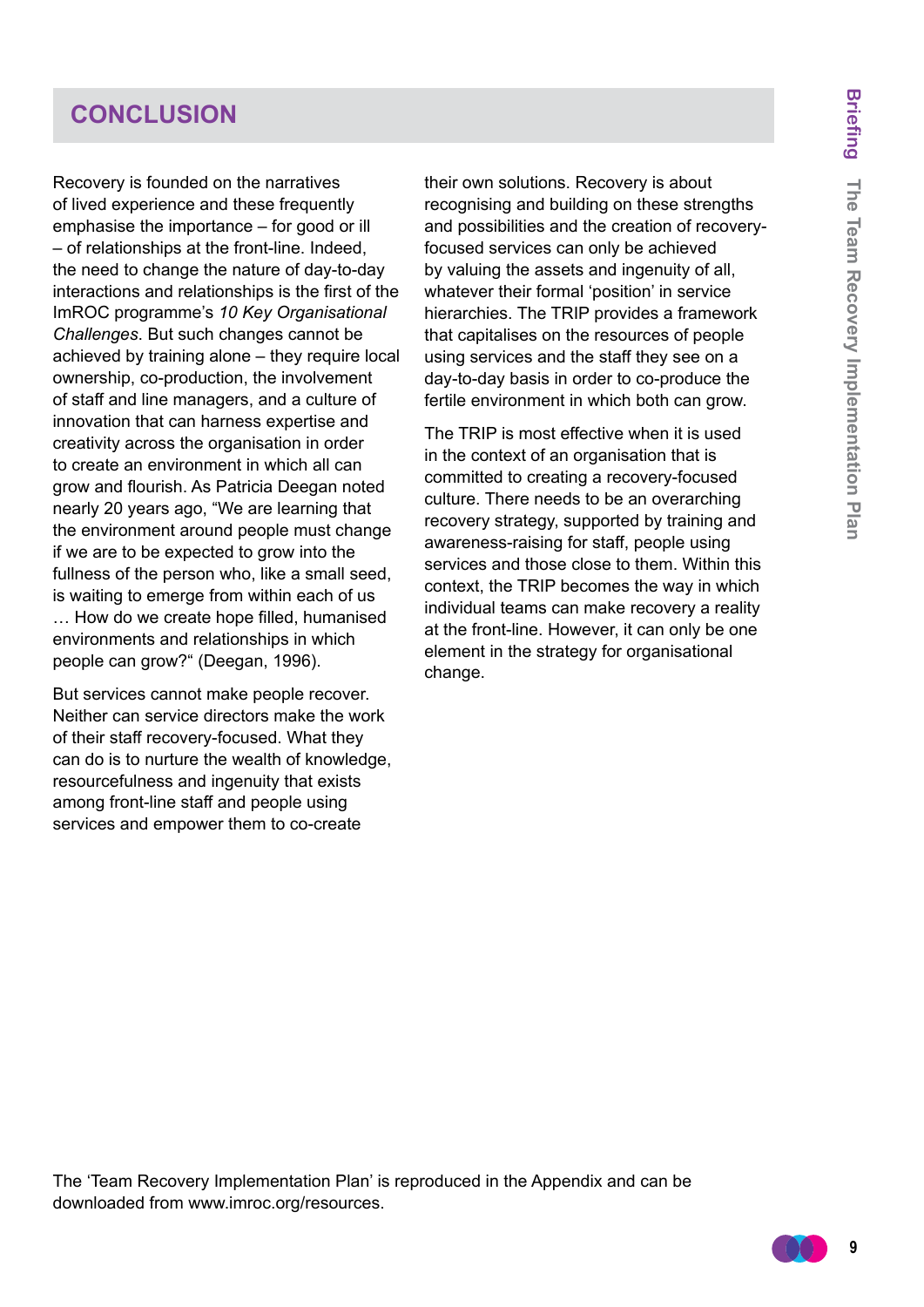## CONCLUSION

Recovery is founded on the narratives of lived experience and these frequently emphasise the importance – for good or ill – of relationships at the front-line. Indeed, the need to change the nature of day-to-day interactions and relationships is the first of the ImROC programme's *10 Key Organisational Challenges*. But such changes cannot be achieved by training alone – they require local ownership, co-production, the involvement of staff and line managers, and a culture of innovation that can harness expertise and creativity across the organisation in order to create an environment in which all can grow and flourish. As Patricia Deegan noted nearly 20 years ago, "We are learning that the environment around people must change if we are to be expected to grow into the fullness of the person who, like a small seed, is waiting to emerge from within each of us … How do we create hope filled, humanised environments and relationships in which people can grow?" (Deegan, 1996).

But services cannot make people recover. Neither can service directors make the work of their staff recovery-focused. What they can do is to nurture the wealth of knowledge, resourcefulness and ingenuity that exists among front-line staff and people using services and empower them to co-create their own solutions. Recovery is about recognising and building on these strengths and possibilities and the creation of recovery-focused services can only be achieved by valuing the assets and ingenuity of all, whatever their formal 'position' in service hierarchies. The TRIP provides a framework that capitalises on the resources of people using services and the staff they see on a day-to-day basis in order to co-produce the fertile environment in which both can grow.

The TRIP is most effective when it is used in the context of an organisation that is committed to creating a recovery-focused culture. There needs to be an overarching recovery strategy, supported by training and awareness-raising for staff, people using services and those close to them. Within this context, the TRIP becomes the way in which individual teams can make recovery a reality at the front-line. However, it can only be one element in the strategy for organisational change.

The 'Team Recovery Implementation Plan' is reproduced in the Appendix and can be downloaded from www.imroc.org/resources.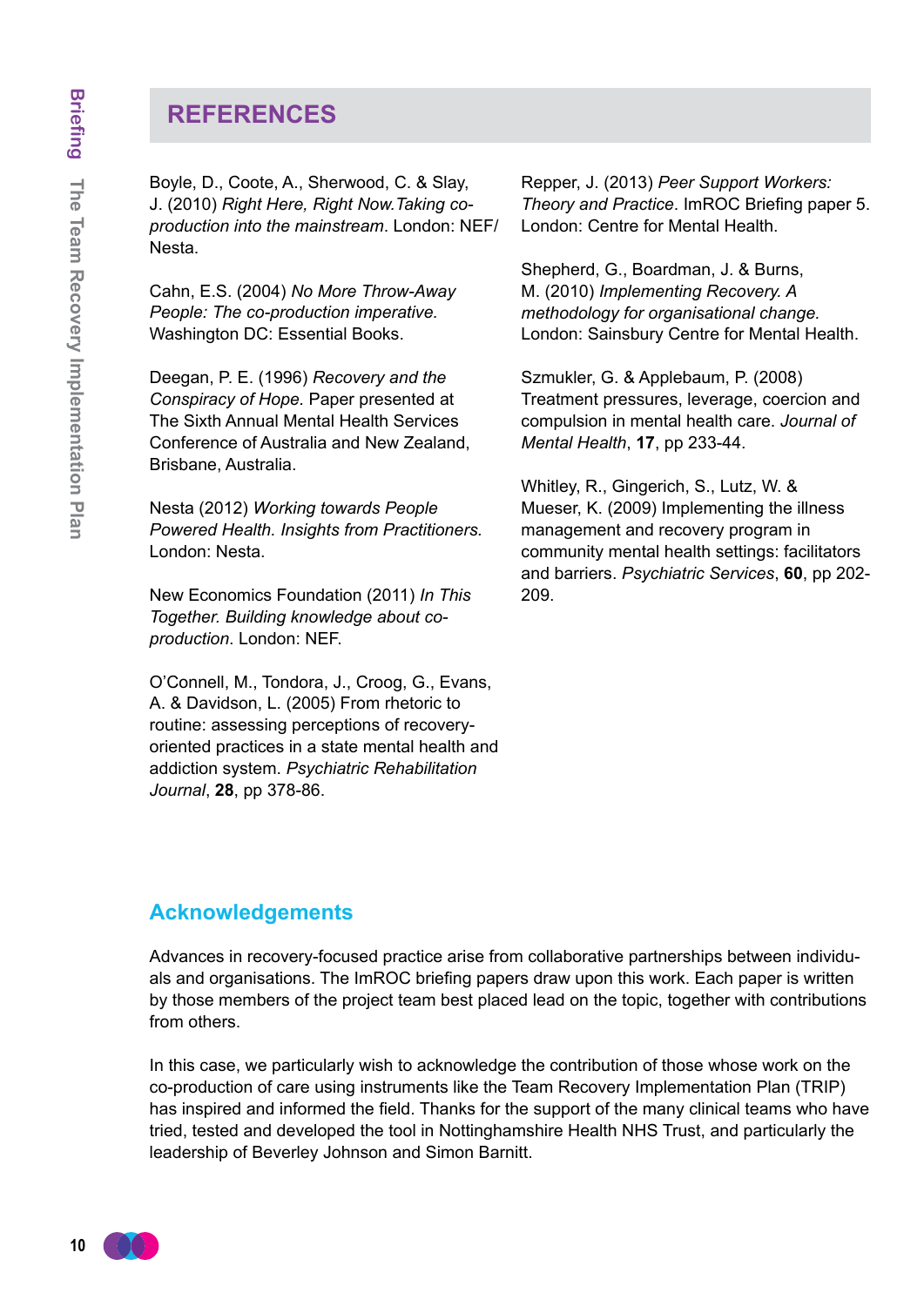# REFERENCES

Boyle, D., Coote, A., Sherwood, C. & Slay, J. (2010) *Right Here, Right Now.Taking co-production into the mainstream*. London: NEF/ Nesta.

Cahn, E.S. (2004) *No More Throw-Away People: The co-production imperative.* Washington DC: Essential Books.

Deegan, P. E. (1996) *Recovery and the Conspiracy of Hope.* Paper presented at The Sixth Annual Mental Health Services Conference of Australia and New Zealand, Brisbane, Australia.

Nesta (2012) *Working towards People Powered Health. Insights from Practitioners.* London: Nesta.

New Economics Foundation (2011) *In This Together. Building knowledge about co-production*. London: NEF.

O'Connell, M., Tondora, J., Croog, G., Evans, A. & Davidson, L. (2005) From rhetoric to routine: assessing perceptions of recovery-oriented practices in a state mental health and addiction system. *Psychiatric Rehabilitation Journal*, **28**, pp 378-86.

Repper, J. (2013) *Peer Support Workers: Theory and Practice*. ImROC Briefing paper 5. London: Centre for Mental Health.

Shepherd, G., Boardman, J. & Burns, M. (2010) *Implementing Recovery. A methodology for organisational change.* London: Sainsbury Centre for Mental Health.

Szmukler, G. & Applebaum, P. (2008) Treatment pressures, leverage, coercion and compulsion in mental health care. *Journal of Mental Health*, **17**, pp 233-44.

Whitley, R., Gingerich, S., Lutz, W. & Mueser, K. (2009) Implementing the illness management and recovery program in community mental health settings: facilitators and barriers. *Psychiatric Services*, **60**, pp 202-209.

## Acknowledgements

Advances in recovery-focused practice arise from collaborative partnerships between individuals and organisations. The ImROC briefing papers draw upon this work. Each paper is written by those members of the project team best placed lead on the topic, together with contributions from others.

In this case, we particularly wish to acknowledge the contribution of those whose work on the co-production of care using instruments like the Team Recovery Implementation Plan (TRIP) has inspired and informed the field. Thanks for the support of the many clinical teams who have tried, tested and developed the tool in Nottinghamshire Health NHS Trust, and particularly the leadership of Beverley Johnson and Simon Barnitt.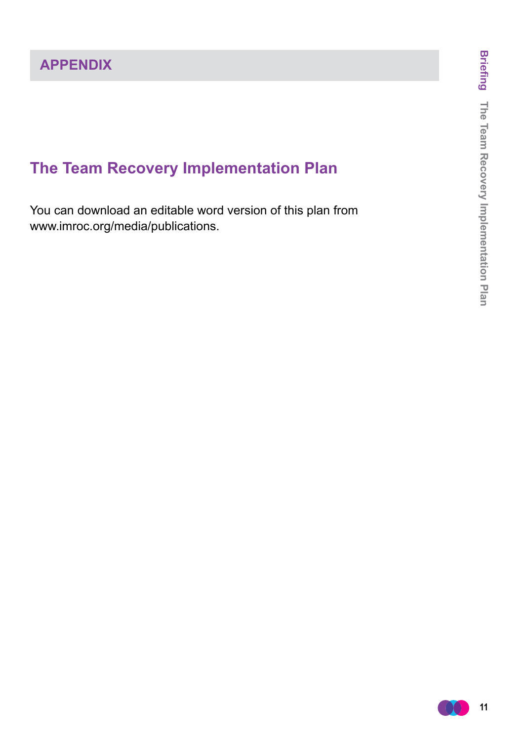# APPENDIX

## The Team Recovery Implementation Plan

You can download an editable word version of this plan from www.imroc.org/media/publications.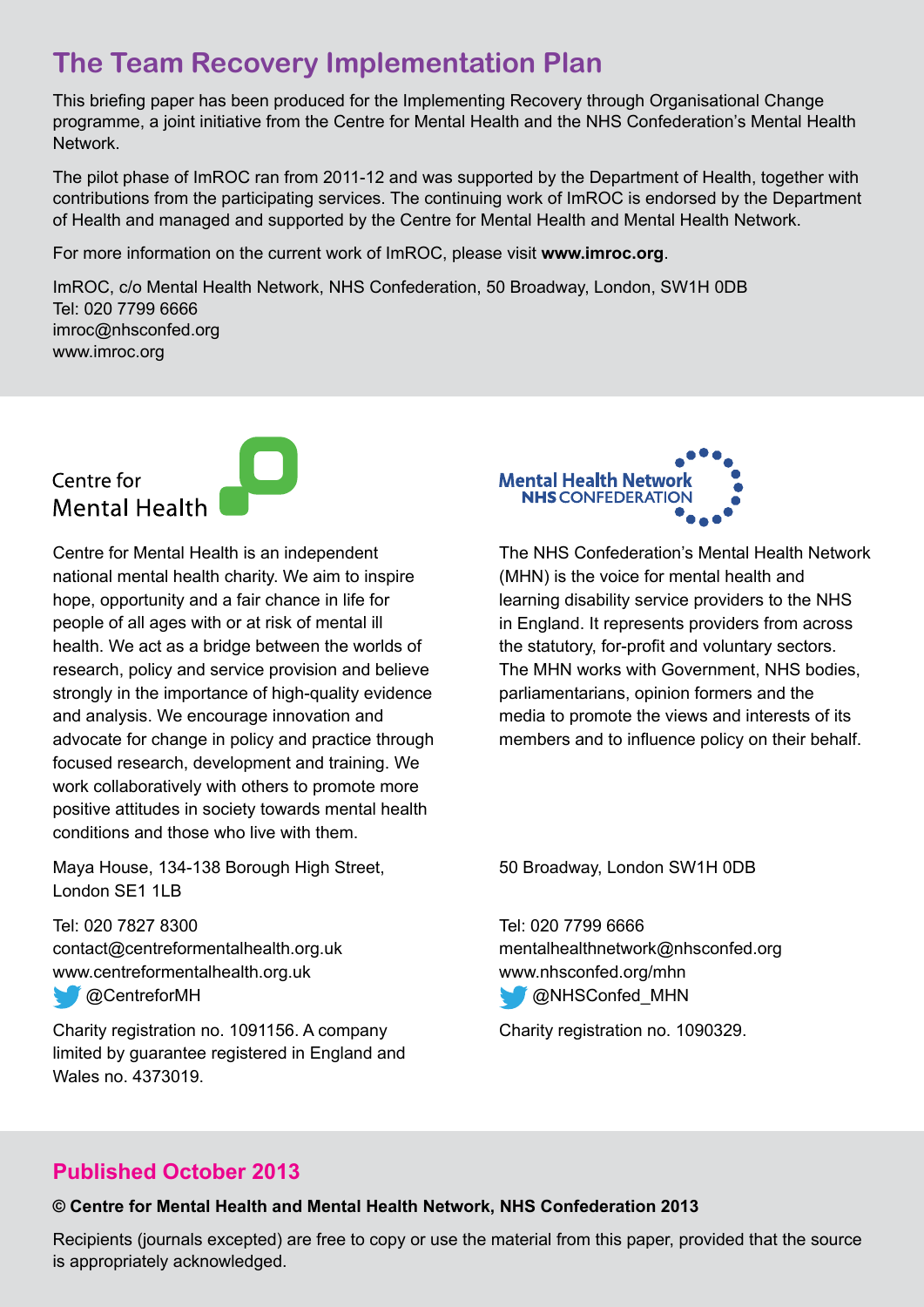## The Team Recovery Implementation Plan

This briefing paper has been produced for the Implementing Recovery through Organisational Change programme, a joint initiative from the Centre for Mental Health and the NHS Confederation's Mental Health Network.

The pilot phase of ImROC ran from 2011-12 and was supported by the Department of Health, together with contributions from the participating services. The continuing work of ImROC is endorsed by the Department of Health and managed and supported by the Centre for Mental Health and Mental Health Network.

For more information on the current work of ImROC, please visit **www.imroc.org**.

ImROC, c/o Mental Health Network, NHS Confederation, 50 Broadway, London, SW1H 0DB
Tel: 020 7799 6666
imroc@nhsconfed.org
www.imroc.org

Centre for Mental Health

Centre for Mental Health is an independent national mental health charity. We aim to inspire hope, opportunity and a fair chance in life for people of all ages with or at risk of mental ill health. We act as a bridge between the worlds of research, policy and service provision and believe strongly in the importance of high-quality evidence and analysis. We encourage innovation and advocate for change in policy and practice through focused research, development and training. We work collaboratively with others to promote more positive attitudes in society towards mental health conditions and those who live with them.

Maya House, 134-138 Borough High Street, London SE1 1LB

Tel: 020 7827 8300
contact@centreformentalhealth.org.uk
www.centreformentalhealth.org.uk
@CentreforMH

Charity registration no. 1091156. A company limited by guarantee registered in England and Wales no. 4373019.

Mental Health Network
NHS CONFEDERATION

The NHS Confederation's Mental Health Network (MHN) is the voice for mental health and learning disability service providers to the NHS in England. It represents providers from across the statutory, for-profit and voluntary sectors. The MHN works with Government, NHS bodies, parliamentarians, opinion formers and the media to promote the views and interests of its members and to influence policy on their behalf.

50 Broadway, London SW1H 0DB

Tel: 020 7799 6666
mentalhealthnetwork@nhsconfed.org
www.nhsconfed.org/mhn
@NHSConfed_MHN

Charity registration no. 1090329.

## Published October 2013

**© Centre for Mental Health and Mental Health Network, NHS Confederation 2013**

Recipients (journals excepted) are free to copy or use the material from this paper, provided that the source is appropriately acknowledged.